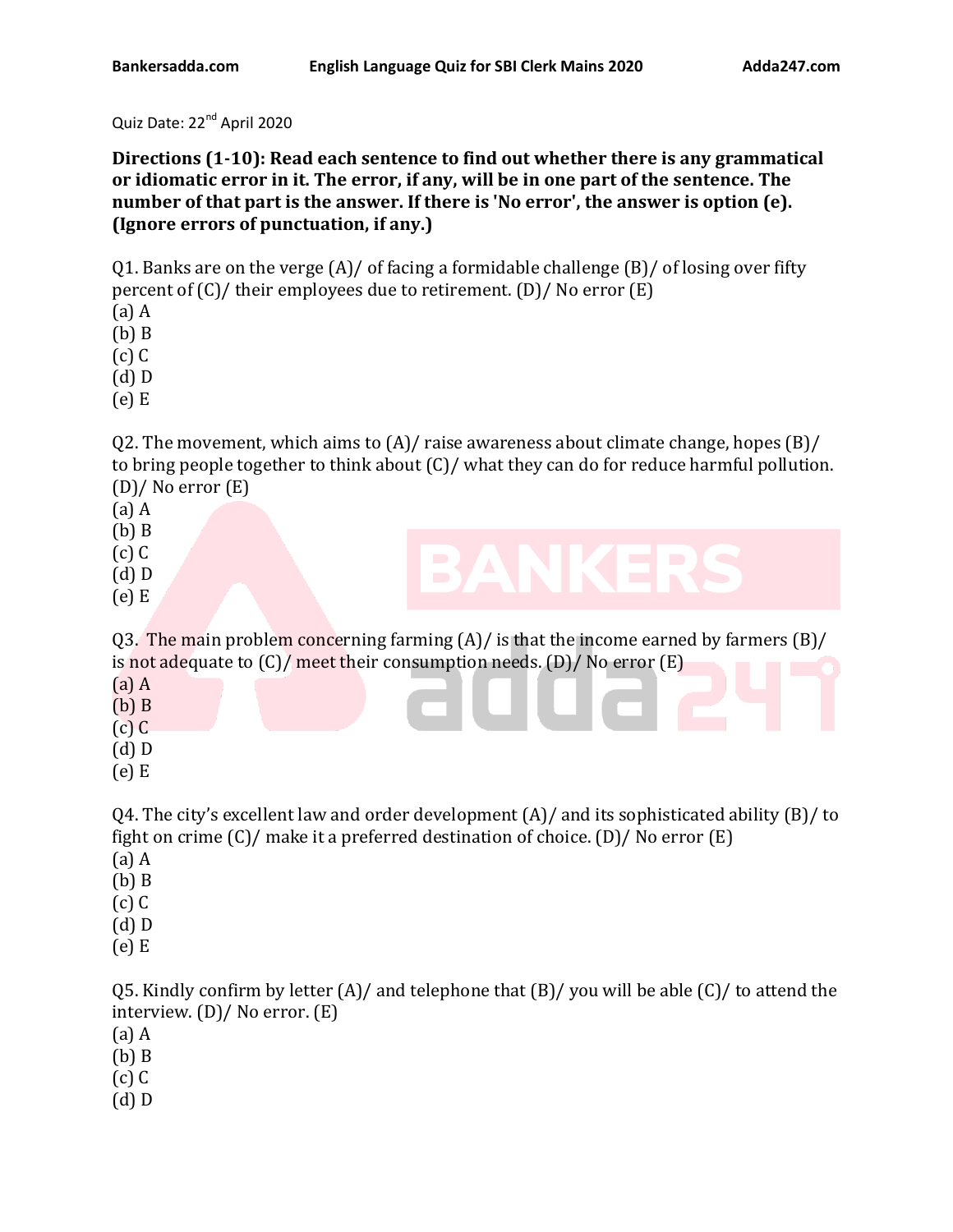Quiz Date: 22nd April 2020

**Directions (1-10): Read each sentence to find out whether there is any grammatical or idiomatic error in it. The error, if any, will be in one part of the sentence. The number of that part is the answer. If there is 'No error', the answer is option (e). (Ignore errors of punctuation, if any.)**

Q1. Banks are on the verge (A)/ of facing a formidable challenge (B)/ of losing over fifty percent of (C)/ their employees due to retirement. (D)/ No error (E)

(a) A
(b) B
(c) C
(d) D
(e) E

Q2. The movement, which aims to (A)/ raise awareness about climate change, hopes (B)/ to bring people together to think about (C)/ what they can do for reduce harmful pollution. (D)/ No error (E)

(a) A
(b) B
(c) C
(d) D
(e) E

Q3. The main problem concerning farming (A)/ is that the income earned by farmers (B)/ is not adequate to (C)/ meet their consumption needs. (D)/ No error (E)

(a) A
(b) B
(c) C
(d) D
(e) E

Q4. The city's excellent law and order development (A)/ and its sophisticated ability (B)/ to fight on crime (C)/ make it a preferred destination of choice. (D)/ No error (E)

(a) A
(b) B
(c) C
(d) D
(e) E

Q5. Kindly confirm by letter (A)/ and telephone that (B)/ you will be able (C)/ to attend the interview. (D)/ No error. (E)

(a) A
(b) B
(c) C
(d) D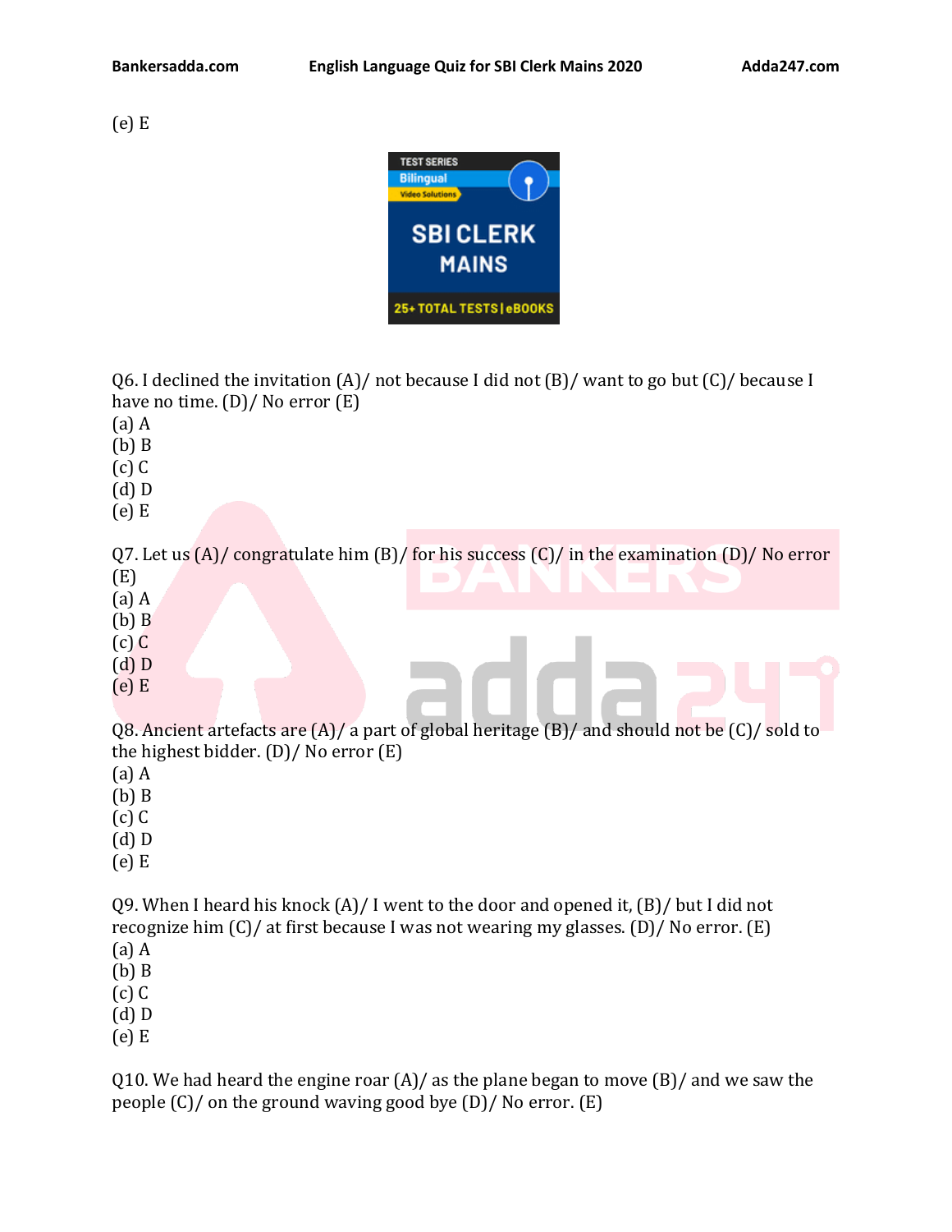(e) E

Q6. I declined the invitation (A)/ not because I did not (B)/ want to go but (C)/ because I have no time. (D)/ No error (E)

(a) A
(b) B
(c) C
(d) D
(e) E

Q7. Let us (A)/ congratulate him (B)/ for his success (C)/ in the examination (D)/ No error (E)

(a) A
(b) B
(c) C
(d) D
(e) E

Q8. Ancient artefacts are (A)/ a part of global heritage (B)/ and should not be (C)/ sold to the highest bidder. (D)/ No error (E)

(a) A
(b) B
(c) C
(d) D
(e) E

Q9. When I heard his knock (A)/ I went to the door and opened it, (B)/ but I did not recognize him (C)/ at first because I was not wearing my glasses. (D)/ No error. (E)

(a) A
(b) B
(c) C
(d) D
(e) E

Q10. We had heard the engine roar (A)/ as the plane began to move (B)/ and we saw the people (C)/ on the ground waving good bye (D)/ No error. (E)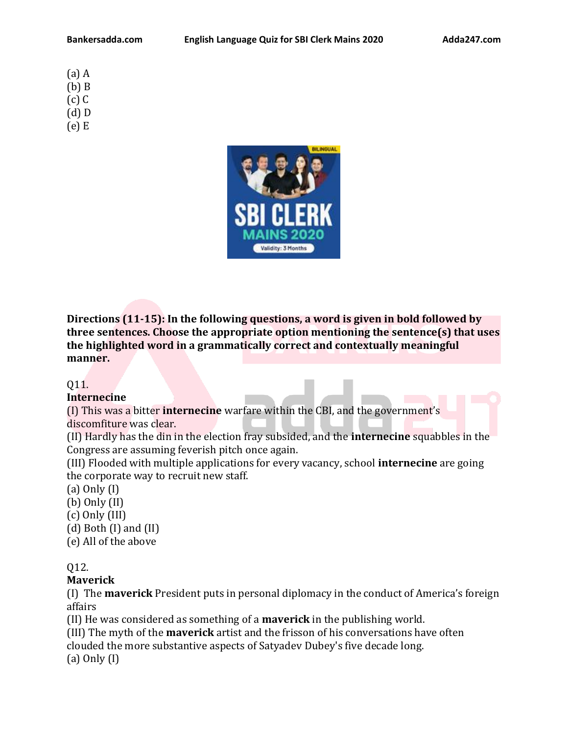(a) A
(b) B
(c) C
(d) D
(e) E

**Directions (11-15): In the following questions, a word is given in bold followed by three sentences. Choose the appropriate option mentioning the sentence(s) that uses the highlighted word in a grammatically correct and contextually meaningful manner.**

Q11.
**Internecine**
(I) This was a bitter **internecine** warfare within the CBI, and the government's discomfiture was clear.
(II) Hardly has the din in the election fray subsided, and the **internecine** squabbles in the Congress are assuming feverish pitch once again.
(III) Flooded with multiple applications for every vacancy, school **internecine** are going the corporate way to recruit new staff.
(a) Only (I)
(b) Only (II)
(c) Only (III)
(d) Both (I) and (II)
(e) All of the above

Q12.
**Maverick**
(I) The **maverick** President puts in personal diplomacy in the conduct of America's foreign affairs
(II) He was considered as something of a **maverick** in the publishing world.
(III) The myth of the **maverick** artist and the frisson of his conversations have often clouded the more substantive aspects of Satyadev Dubey's five decade long.
(a) Only (I)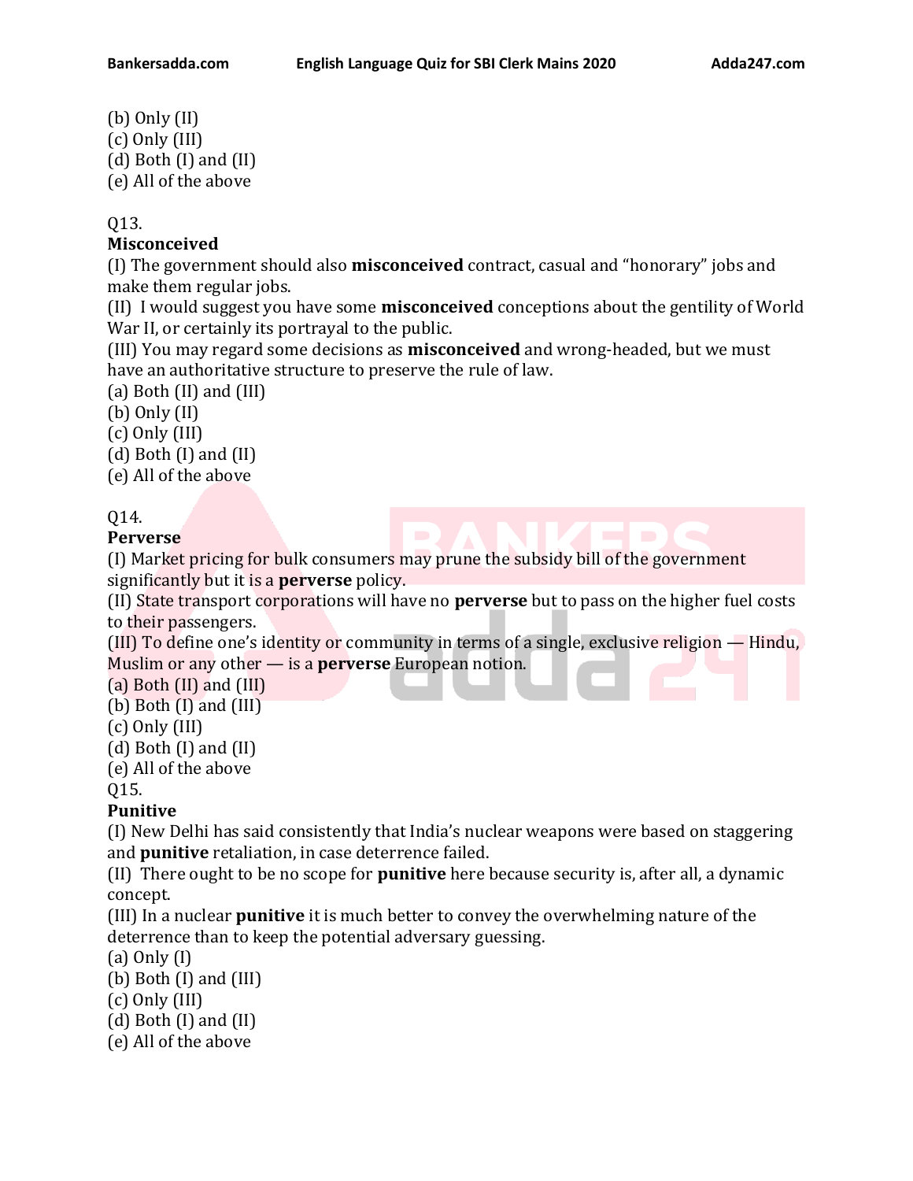(b) Only (II)
(c) Only (III)
(d) Both (I) and (II)
(e) All of the above

Q13.
**Misconceived**
(I) The government should also **misconceived** contract, casual and “honorary” jobs and make them regular jobs.
(II) I would suggest you have some **misconceived** conceptions about the gentility of World War II, or certainly its portrayal to the public.
(III) You may regard some decisions as **misconceived** and wrong-headed, but we must have an authoritative structure to preserve the rule of law.
(a) Both (II) and (III)
(b) Only (II)
(c) Only (III)
(d) Both (I) and (II)
(e) All of the above

Q14.
**Perverse**
(I) Market pricing for bulk consumers may prune the subsidy bill of the government significantly but it is a **perverse** policy.
(II) State transport corporations will have no **perverse** but to pass on the higher fuel costs to their passengers.
(III) To define one’s identity or community in terms of a single, exclusive religion — Hindu, Muslim or any other — is a **perverse** European notion.
(a) Both (II) and (III)
(b) Both (I) and (III)
(c) Only (III)
(d) Both (I) and (II)
(e) All of the above

Q15.
**Punitive**
(I) New Delhi has said consistently that India’s nuclear weapons were based on staggering and **punitive** retaliation, in case deterrence failed.
(II) There ought to be no scope for **punitive** here because security is, after all, a dynamic concept.
(III) In a nuclear **punitive** it is much better to convey the overwhelming nature of the deterrence than to keep the potential adversary guessing.
(a) Only (I)
(b) Both (I) and (III)
(c) Only (III)
(d) Both (I) and (II)
(e) All of the above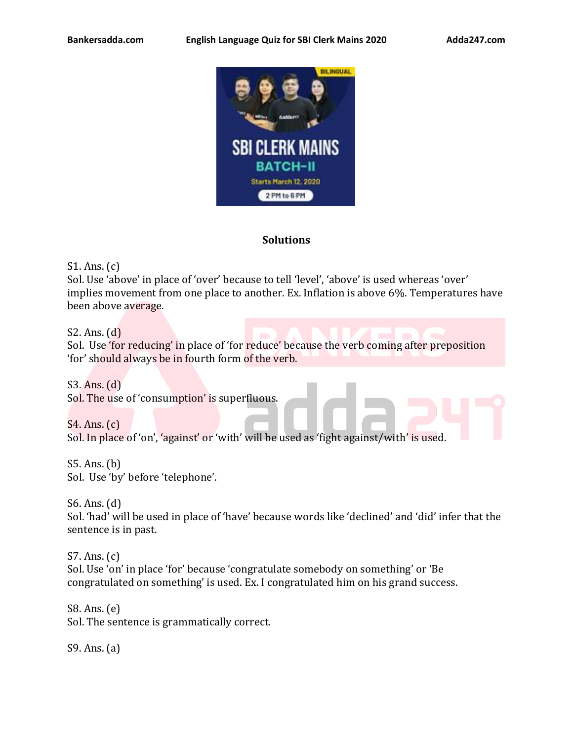## Solutions

S1. Ans. (c)
Sol. Use 'above' in place of 'over' because to tell 'level', 'above' is used whereas 'over' implies movement from one place to another. Ex. Inflation is above 6%. Temperatures have been above average.

S2. Ans. (d)
Sol. Use 'for reducing' in place of 'for reduce' because the verb coming after preposition 'for' should always be in fourth form of the verb.

S3. Ans. (d)
Sol. The use of 'consumption' is superfluous.

S4. Ans. (c)
Sol. In place of 'on', 'against' or 'with' will be used as 'fight against/with' is used.

S5. Ans. (b)
Sol. Use 'by' before 'telephone'.

S6. Ans. (d)
Sol. 'had' will be used in place of 'have' because words like 'declined' and 'did' infer that the sentence is in past.

S7. Ans. (c)
Sol. Use 'on' in place 'for' because 'congratulate somebody on something' or 'Be congratulated on something' is used. Ex. I congratulated him on his grand success.

S8. Ans. (e)
Sol. The sentence is grammatically correct.

S9. Ans. (a)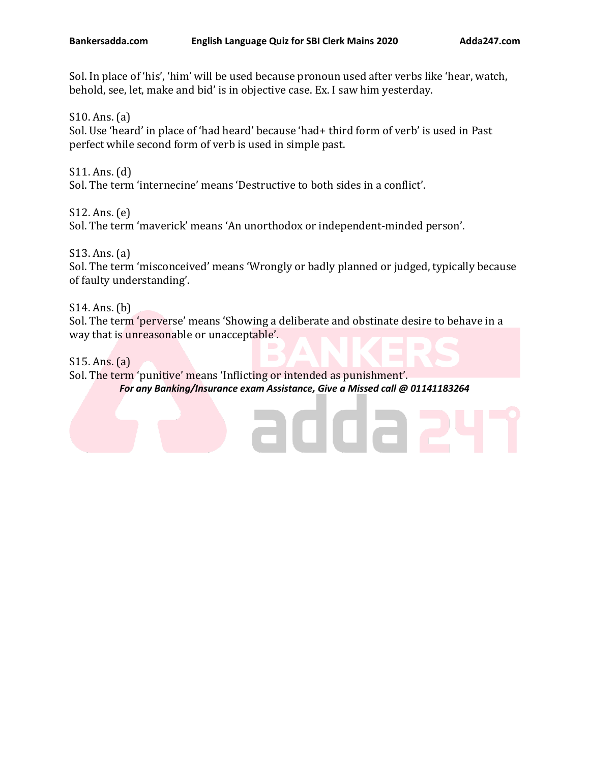Sol. In place of 'his', 'him' will be used because pronoun used after verbs like 'hear, watch, behold, see, let, make and bid' is in objective case. Ex. I saw him yesterday.

S10. Ans. (a)
Sol. Use 'heard' in place of 'had heard' because 'had+ third form of verb' is used in Past perfect while second form of verb is used in simple past.

S11. Ans. (d)
Sol. The term 'internecine' means 'Destructive to both sides in a conflict'.

S12. Ans. (e)
Sol. The term 'maverick' means 'An unorthodox or independent-minded person'.

S13. Ans. (a)
Sol. The term 'misconceived' means 'Wrongly or badly planned or judged, typically because of faulty understanding'.

S14. Ans. (b)
Sol. The term 'perverse' means 'Showing a deliberate and obstinate desire to behave in a way that is unreasonable or unacceptable'.

S15. Ans. (a)
Sol. The term 'punitive' means 'Inflicting or intended as punishment'.

***For any Banking/Insurance exam Assistance, Give a Missed call @ 01141183264***